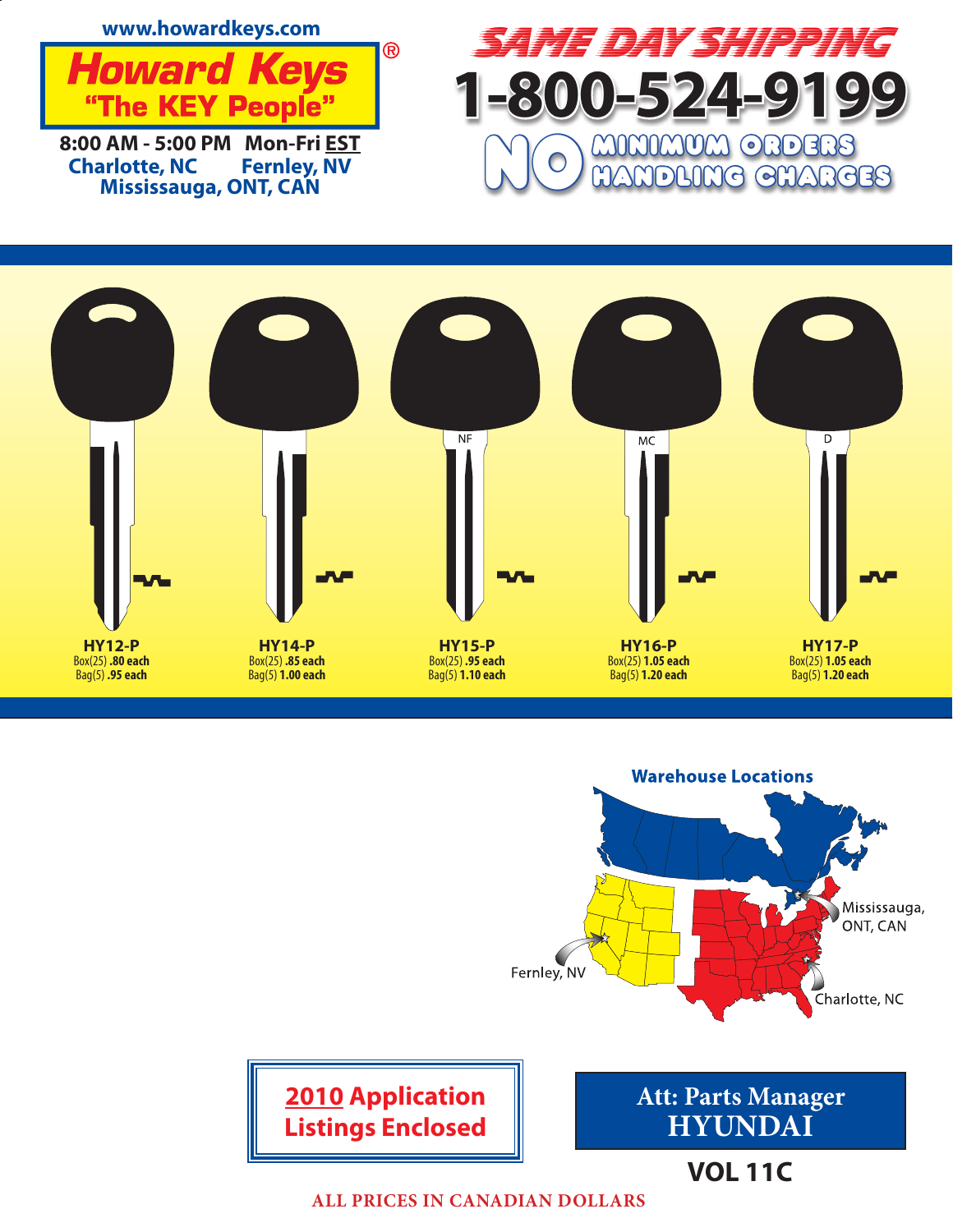www.howardkeys.com

# Howard Keys®

**"The KEY People"**

**8:00 AM - 5:00 PM Mon-Fri EST**

Charlotte, NC Fernley, NV
Mississauga, ONT, CAN

## SAME DAY SHIPPING

# 1-800-524-9199

**NO MINIMUM ORDERS**
**NO HANDLING CHARGES**

| HY12-P | HY14-P | HY15-P | HY16-P | HY17-P |
|---|---|---|---|---|
| Box(25) **.80 each** | Box(25) **.85 each** | Box(25) **.95 each** | Box(25) **1.05 each** | Box(25) **1.05 each** |
| Bag(5) **.95 each** | Bag(5) **1.00 each** | Bag(5) **1.10 each** | Bag(5) **1.20 each** | Bag(5) **1.20 each** |

**Warehouse Locations**

Mississauga, ONT, CAN
Fernley, NV
Charlotte, NC

**2010 Application Listings Enclosed**

**Att: Parts Manager**
**HYUNDAI**

**VOL 11C**

**ALL PRICES IN CANADIAN DOLLARS**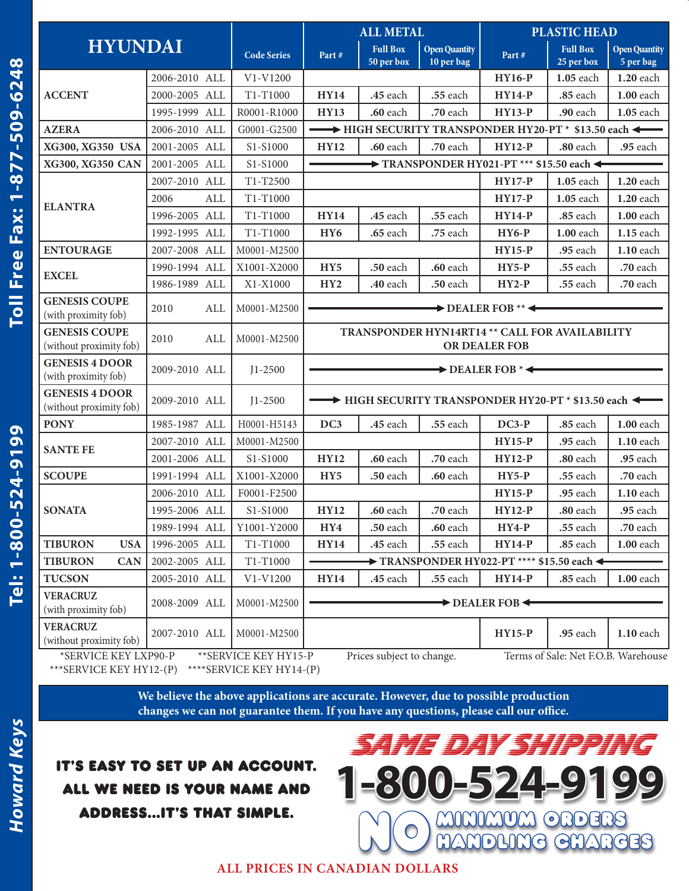| HYUNDAI | | Code Series | ALL METAL | | | PLASTIC HEAD | | |
|---|---|---|---|---|---|---|---|---|
| | | | Part # | Full Box 50 per box | Open Quantity 10 per bag | Part # | Full Box 25 per box | Open Quantity 5 per bag |
| ACCENT | 2006-2010 ALL | V1-V1200 | | | | HY16-P | 1.05 each | 1.20 each |
| | 2000-2005 ALL | T1-T1000 | HY14 | .45 each | .55 each | HY14-P | .85 each | 1.00 each |
| | 1995-1999 ALL | R0001-R1000 | HY13 | .60 each | .70 each | HY13-P | .90 each | 1.05 each |
| AZERA | 2006-2010 ALL | G0001-G2500 | HIGH SECURITY TRANSPONDER HY20-PT * $13.50 each | | | | | |
| XG300, XG350 USA | 2001-2005 ALL | S1-S1000 | HY12 | .60 each | .70 each | HY12-P | .80 each | .95 each |
| XG300, XG350 CAN | 2001-2005 ALL | S1-S1000 | TRANSPONDER HY021-PT *** $15.50 each | | | | | |
| ELANTRA | 2007-2010 ALL | T1-T2500 | | | | HY17-P | 1.05 each | 1.20 each |
| | 2006 ALL | T1-T1000 | | | | HY17-P | 1.05 each | 1.20 each |
| | 1996-2005 ALL | T1-T1000 | HY14 | .45 each | .55 each | HY14-P | .85 each | 1.00 each |
| | 1992-1995 ALL | T1-T1000 | HY6 | .65 each | .75 each | HY6-P | 1.00 each | 1.15 each |
| ENTOURAGE | 2007-2008 ALL | M0001-M2500 | | | | HY15-P | .95 each | 1.10 each |
| EXCEL | 1990-1994 ALL | X1001-X2000 | HY5 | .50 each | .60 each | HY5-P | .55 each | .70 each |
| | 1986-1989 ALL | X1-X1000 | HY2 | .40 each | .50 each | HY2-P | .55 each | .70 each |
| GENESIS COUPE (with proximity fob) | 2010 ALL | M0001-M2500 | DEALER FOB ** | | | | | |
| GENESIS COUPE (without proximity fob) | 2010 ALL | M0001-M2500 | TRANSPONDER HYN14RT14 ** CALL FOR AVAILABILITY OR DEALER FOB | | | | | |
| GENESIS 4 DOOR (with proximity fob) | 2009-2010 ALL | J1-2500 | DEALER FOB * | | | | | |
| GENESIS 4 DOOR (without proximity fob) | 2009-2010 ALL | J1-2500 | HIGH SECURITY TRANSPONDER HY20-PT * $13.50 each | | | | | |
| PONY | 1985-1987 ALL | H0001-H5143 | DC3 | .45 each | .55 each | DC3-P | .85 each | 1.00 each |
| SANTE FE | 2007-2010 ALL | M0001-M2500 | | | | HY15-P | .95 each | 1.10 each |
| | 2001-2006 ALL | S1-S1000 | HY12 | .60 each | .70 each | HY12-P | .80 each | .95 each |
| SCOUPE | 1991-1994 ALL | X1001-X2000 | HY5 | .50 each | .60 each | HY5-P | .55 each | .70 each |
| SONATA | 2006-2010 ALL | F0001-F2500 | | | | HY15-P | .95 each | 1.10 each |
| | 1995-2006 ALL | S1-S1000 | HY12 | .60 each | .70 each | HY12-P | .80 each | .95 each |
| | 1989-1994 ALL | Y1001-Y2000 | HY4 | .50 each | .60 each | HY4-P | .55 each | .70 each |
| TIBURON USA | 1996-2005 ALL | T1-T1000 | HY14 | .45 each | .55 each | HY14-P | .85 each | 1.00 each |
| TIBURON CAN | 2002-2005 ALL | T1-T1000 | TRANSPONDER HY022-PT **** $15.50 each | | | | | |
| TUCSON | 2005-2010 ALL | V1-V1200 | HY14 | .45 each | .55 each | HY14-P | .85 each | 1.00 each |
| VERACRUZ (with proximity fob) | 2008-2009 ALL | M0001-M2500 | DEALER FOB | | | | | |
| VERACRUZ (without proximity fob) | 2007-2010 ALL | M0001-M2500 | | | | HY15-P | .95 each | 1.10 each |

*SERVICE KEY LXP90-P **SERVICE KEY HY15-P ***SERVICE KEY HY12-(P) ****SERVICE KEY HY14-(P)

Prices subject to change. Terms of Sale: Net F.O.B. Warehouse

**We believe the above applications are accurate. However, due to possible production changes we can not guarantee them. If you have any questions, please call our office.**

**IT'S EASY TO SET UP AN ACCOUNT. ALL WE NEED IS YOUR NAME AND ADDRESS...IT'S THAT SIMPLE.**

**SAME DAY SHIPPING**

**1-800-524-9199**

**NO MINIMUM ORDERS HANDLING CHARGES**

**ALL PRICES IN CANADIAN DOLLARS**

Toll Free Fax: 1-877-509-6248

Tel: 1-800-524-9199

Howard Keys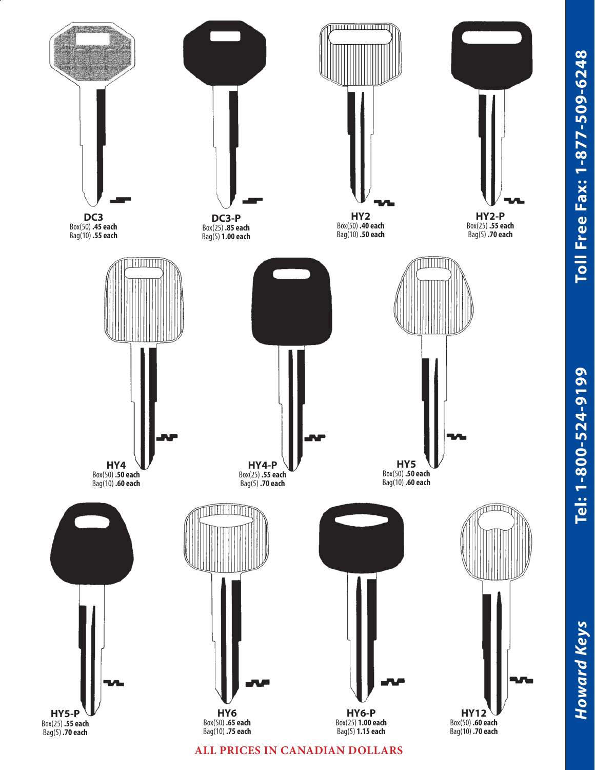**DC3**
Box(50) **.45 each**
Bag(10) **.55 each**

**DC3-P**
Box(25) **.85 each**
Bag(5) **1.00 each**

**HY2**
Box(50) **.40 each**
Bag(10) **.50 each**

**HY2-P**
Box(25) **.55 each**
Bag(5) **.70 each**

**HY4**
Box(50) **.50 each**
Bag(10) **.60 each**

**HY4-P**
Box(25) **.55 each**
Bag(5) **.70 each**

**HY5**
Box(50) **.50 each**
Bag(10) **.60 each**

**HY5-P**
Box(25) **.55 each**
Bag(5) **.70 each**

**HY6**
Box(50) **.65 each**
Bag(10) **.75 each**

**HY6-P**
Box(25) **1.00 each**
Bag(5) **1.15 each**

**HY12**
Box(50) **.60 each**
Bag(10) **.70 each**

**ALL PRICES IN CANADIAN DOLLARS**

***Howard Keys*** **Tel: 1-800-524-9199** **Toll Free Fax: 1-877-509-6248**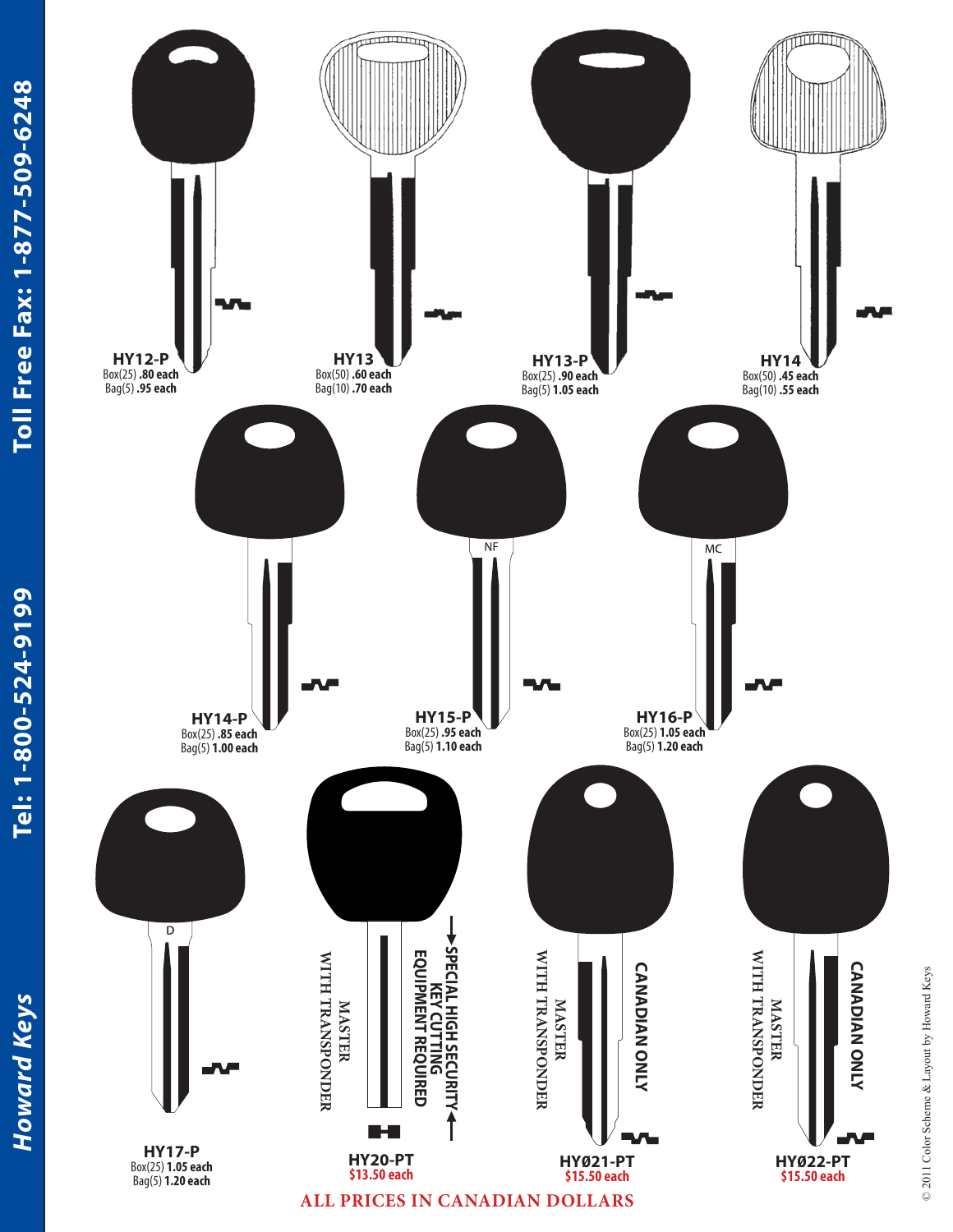Toll Free Fax: 1-877-509-6248

Tel: 1-800-524-9199

*Howard Keys*

**HY12-P**
Box(25) **.80 each**
Bag(5) **.95 each**

**HY13**
Box(50) **.60 each**
Bag(10) **.70 each**

**HY13-P**
Box(25) **.90 each**
Bag(5) **1.05 each**

**HY14**
Box(50) **.45 each**
Bag(10) **.55 each**

**HY14-P**
Box(25) **.85 each**
Bag(5) **1.00 each**

NF

**HY15-P**
Box(25) **.95 each**
Bag(5) **1.10 each**

MC

**HY16-P**
Box(25) **1.05 each**
Bag(5) **1.20 each**

D

**HY17-P**
Box(25) **1.05 each**
Bag(5) **1.20 each**

MASTER
WITH TRANSPONDER

**SPECIAL HIGH SECURITY KEY CUTTING EQUIPMENT REQUIRED**

**HY20-PT**
**$13.50 each**

MASTER
WITH TRANSPONDER

**CANADIAN ONLY**

**HYØ21-PT**
**$15.50 each**

MASTER
WITH TRANSPONDER

**CANADIAN ONLY**

**HYØ22-PT**
**$15.50 each**

**ALL PRICES IN CANADIAN DOLLARS**

© 2011 Color Scheme & Layout by Howard Keys